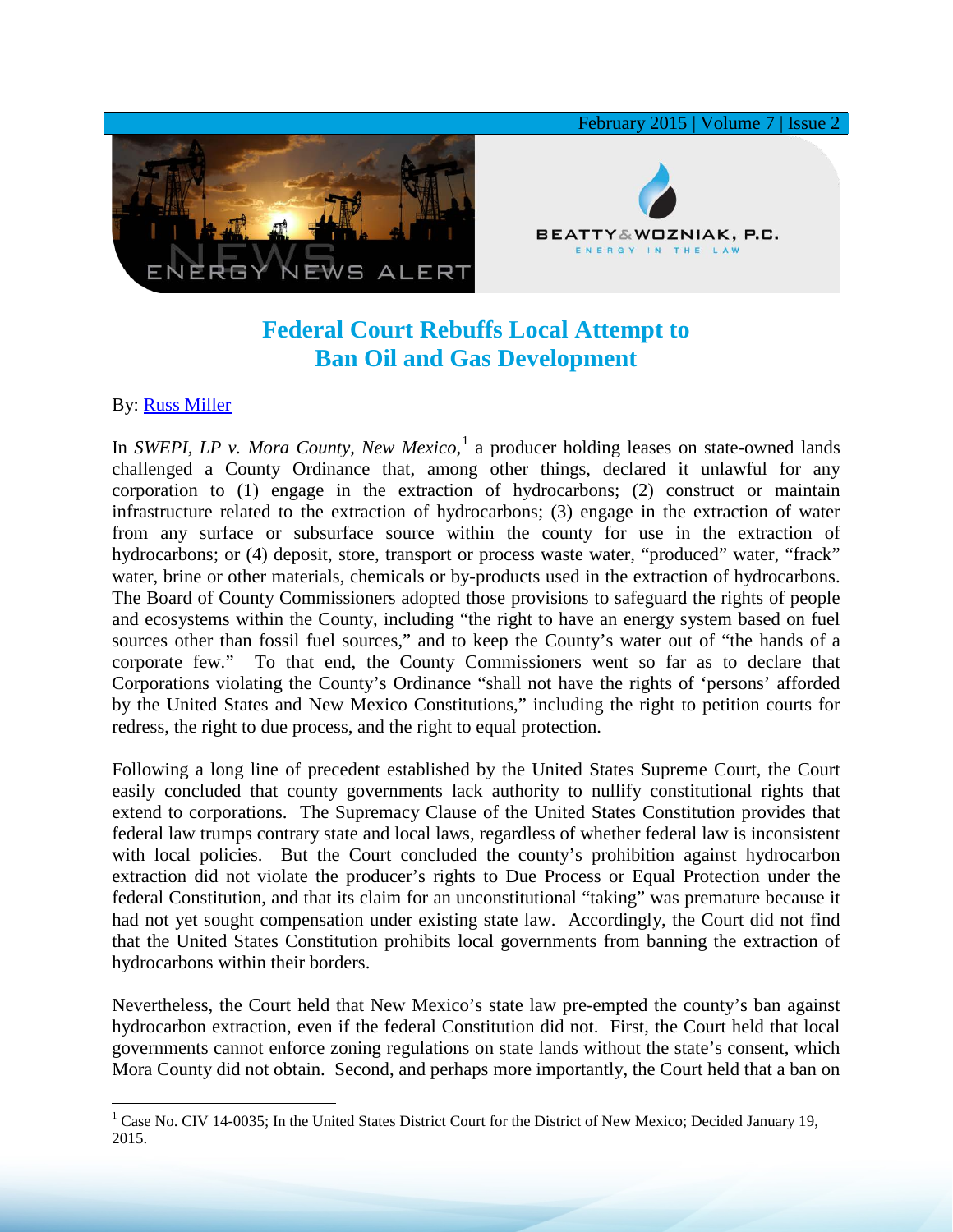# Federal Court Rebuffs Local Attempt to Ban Oil and Gas Development

By: Russ Miller

In *SWEPI, LP v. Mora County, New Mexico,*[1] a producer holding leases on state-owned lands challenged a County Ordinance that, among other things, declared it unlawful for any corporation to (1) engage in the extraction of hydrocarbons; (2) construct or maintain infrastructure related to the extraction of hydrocarbons; (3) engage in the extraction of water from any surface or subsurface source within the county for use in the extraction of hydrocarbons; or (4) deposit, store, transport or process waste water, "produced" water, "frack" water, brine or other materials, chemicals or by-products used in the extraction of hydrocarbons. The Board of County Commissioners adopted those provisions to safeguard the rights of people and ecosystems within the County, including "the right to have an energy system based on fuel sources other than fossil fuel sources," and to keep the County's water out of "the hands of a corporate few." To that end, the County Commissioners went so far as to declare that Corporations violating the County's Ordinance "shall not have the rights of 'persons' afforded by the United States and New Mexico Constitutions," including the right to petition courts for redress, the right to due process, and the right to equal protection.

Following a long line of precedent established by the United States Supreme Court, the Court easily concluded that county governments lack authority to nullify constitutional rights that extend to corporations. The Supremacy Clause of the United States Constitution provides that federal law trumps contrary state and local laws, regardless of whether federal law is inconsistent with local policies. But the Court concluded the county's prohibition against hydrocarbon extraction did not violate the producer's rights to Due Process or Equal Protection under the federal Constitution, and that its claim for an unconstitutional "taking" was premature because it had not yet sought compensation under existing state law. Accordingly, the Court did not find that the United States Constitution prohibits local governments from banning the extraction of hydrocarbons within their borders.

Nevertheless, the Court held that New Mexico's state law pre-empted the county's ban against hydrocarbon extraction, even if the federal Constitution did not. First, the Court held that local governments cannot enforce zoning regulations on state lands without the state's consent, which Mora County did not obtain. Second, and perhaps more importantly, the Court held that a ban on

---

[1] Case No. CIV 14-0035; In the United States District Court for the District of New Mexico; Decided January 19, 2015.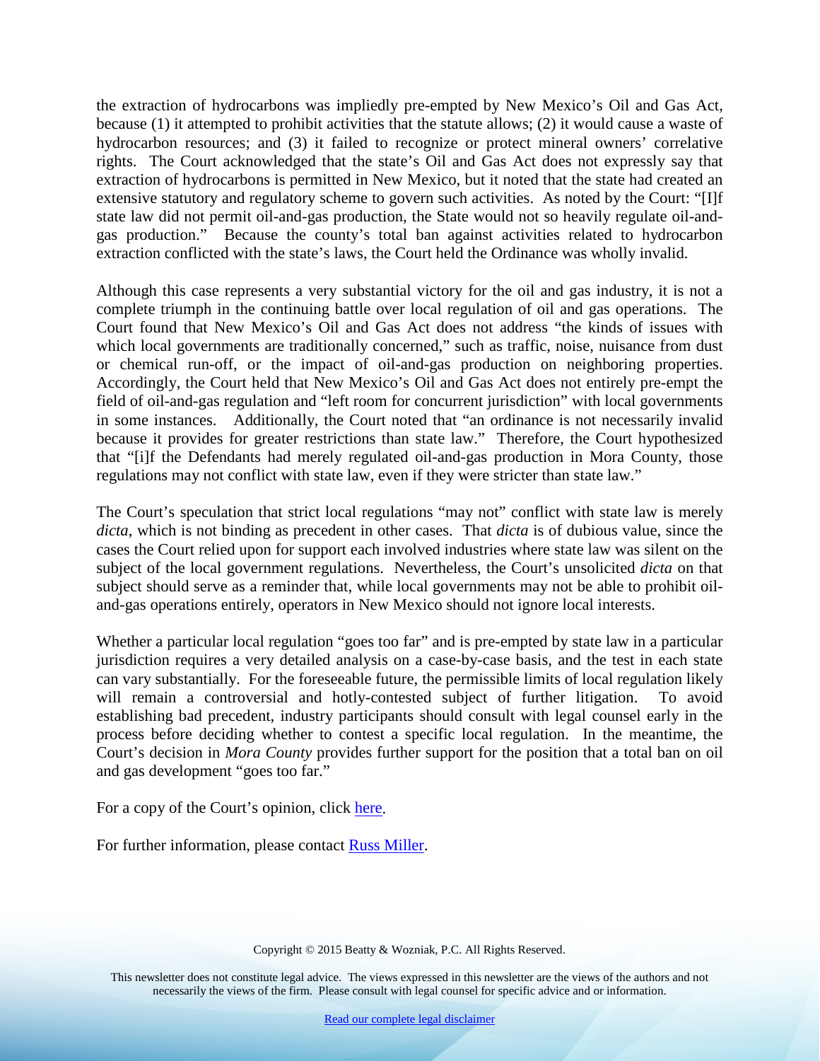the extraction of hydrocarbons was impliedly pre-empted by New Mexico's Oil and Gas Act, because (1) it attempted to prohibit activities that the statute allows; (2) it would cause a waste of hydrocarbon resources; and (3) it failed to recognize or protect mineral owners' correlative rights. The Court acknowledged that the state's Oil and Gas Act does not expressly say that extraction of hydrocarbons is permitted in New Mexico, but it noted that the state had created an extensive statutory and regulatory scheme to govern such activities. As noted by the Court: "[I]f state law did not permit oil-and-gas production, the State would not so heavily regulate oil-and-gas production." Because the county's total ban against activities related to hydrocarbon extraction conflicted with the state's laws, the Court held the Ordinance was wholly invalid.

Although this case represents a very substantial victory for the oil and gas industry, it is not a complete triumph in the continuing battle over local regulation of oil and gas operations. The Court found that New Mexico's Oil and Gas Act does not address "the kinds of issues with which local governments are traditionally concerned," such as traffic, noise, nuisance from dust or chemical run-off, or the impact of oil-and-gas production on neighboring properties. Accordingly, the Court held that New Mexico's Oil and Gas Act does not entirely pre-empt the field of oil-and-gas regulation and "left room for concurrent jurisdiction" with local governments in some instances. Additionally, the Court noted that "an ordinance is not necessarily invalid because it provides for greater restrictions than state law." Therefore, the Court hypothesized that "[i]f the Defendants had merely regulated oil-and-gas production in Mora County, those regulations may not conflict with state law, even if they were stricter than state law."

The Court's speculation that strict local regulations "may not" conflict with state law is merely *dicta*, which is not binding as precedent in other cases. That *dicta* is of dubious value, since the cases the Court relied upon for support each involved industries where state law was silent on the subject of the local government regulations. Nevertheless, the Court's unsolicited *dicta* on that subject should serve as a reminder that, while local governments may not be able to prohibit oil-and-gas operations entirely, operators in New Mexico should not ignore local interests.

Whether a particular local regulation "goes too far" and is pre-empted by state law in a particular jurisdiction requires a very detailed analysis on a case-by-case basis, and the test in each state can vary substantially. For the foreseeable future, the permissible limits of local regulation likely will remain a controversial and hotly-contested subject of further litigation. To avoid establishing bad precedent, industry participants should consult with legal counsel early in the process before deciding whether to contest a specific local regulation. In the meantime, the Court's decision in *Mora County* provides further support for the position that a total ban on oil and gas development "goes too far."

For a copy of the Court's opinion, click here.

For further information, please contact Russ Miller.

Copyright © 2015 Beatty & Wozniak, P.C. All Rights Reserved.

This newsletter does not constitute legal advice. The views expressed in this newsletter are the views of the authors and not necessarily the views of the firm. Please consult with legal counsel for specific advice and or information.

Read our complete legal disclaimer